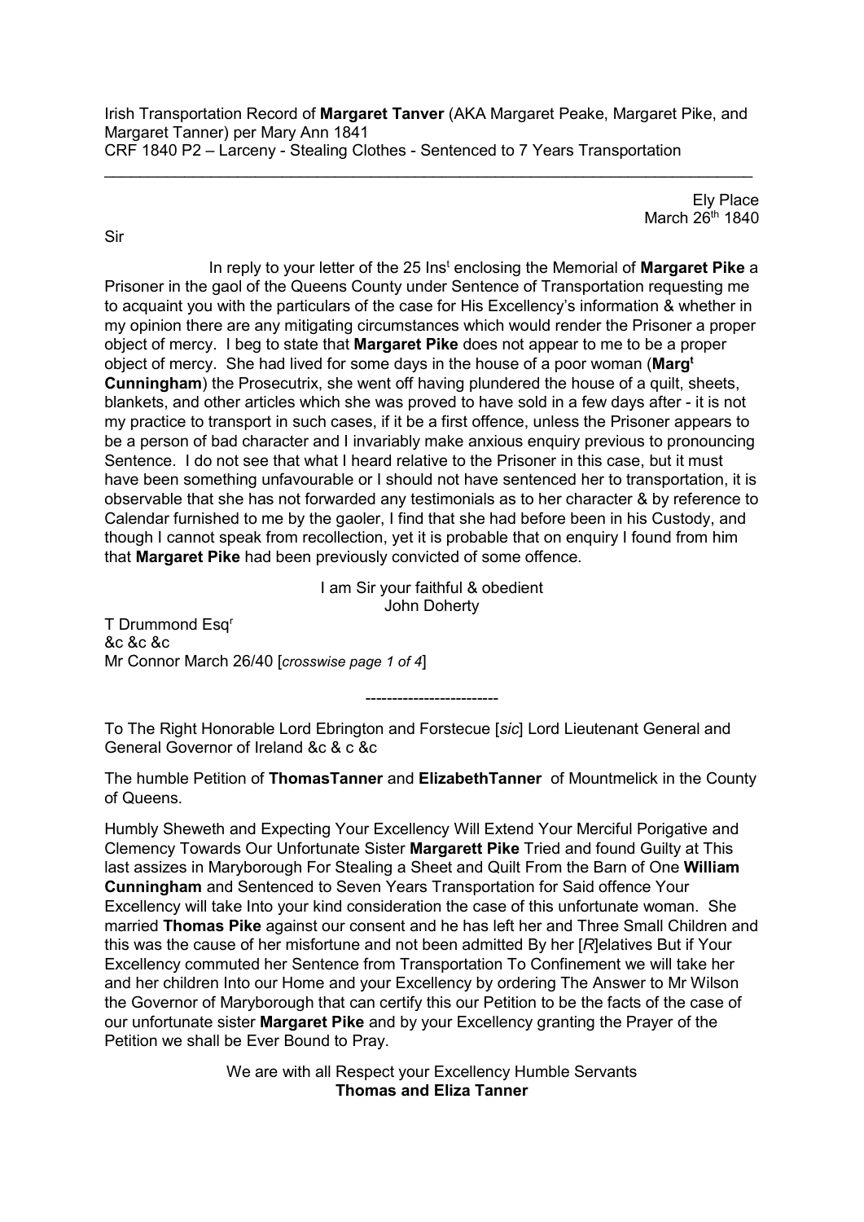Irish Transportation Record of **Margaret Tanver** (AKA Margaret Peake, Margaret Pike, and Margaret Tanner) per Mary Ann 1841
CRF 1840 P2 – Larceny - Stealing Clothes - Sentenced to 7 Years Transportation

---

Ely Place
March 26th 1840

Sir

In reply to your letter of the 25 Inst enclosing the Memorial of **Margaret Pike** a Prisoner in the gaol of the Queens County under Sentence of Transportation requesting me to acquaint you with the particulars of the case for His Excellency's information & whether in my opinion there are any mitigating circumstances which would render the Prisoner a proper object of mercy. I beg to state that **Margaret Pike** does not appear to me to be a proper object of mercy. She had lived for some days in the house of a poor woman (**Margt Cunningham**) the Prosecutrix, she went off having plundered the house of a quilt, sheets, blankets, and other articles which she was proved to have sold in a few days after - it is not my practice to transport in such cases, if it be a first offence, unless the Prisoner appears to be a person of bad character and I invariably make anxious enquiry previous to pronouncing Sentence. I do not see that what I heard relative to the Prisoner in this case, but it must have been something unfavourable or I should not have sentenced her to transportation, it is observable that she has not forwarded any testimonials as to her character & by reference to Calendar furnished to me by the gaoler, I find that she had before been in his Custody, and though I cannot speak from recollection, yet it is probable that on enquiry I found from him that **Margaret Pike** had been previously convicted of some offence.

I am Sir your faithful & obedient
John Doherty

T Drummond Esqr
&c &c &c
Mr Connor March 26/40 [*crosswise page 1 of 4*]

-------------------------

To The Right Honorable Lord Ebrington and Forstecue [*sic*] Lord Lieutenant General and General Governor of Ireland &c & c &c

The humble Petition of **ThomasTanner** and **ElizabethTanner** of Mountmelick in the County of Queens.

Humbly Sheweth and Expecting Your Excellency Will Extend Your Merciful Porigative and Clemency Towards Our Unfortunate Sister **Margarett Pike** Tried and found Guilty at This last assizes in Maryborough For Stealing a Sheet and Quilt From the Barn of One **William Cunningham** and Sentenced to Seven Years Transportation for Said offence Your Excellency will take Into your kind consideration the case of this unfortunate woman. She married **Thomas Pike** against our consent and he has left her and Three Small Children and this was the cause of her misfortune and not been admitted By her [*R*]elatives But if Your Excellency commuted her Sentence from Transportation To Confinement we will take her and her children Into our Home and your Excellency by ordering The Answer to Mr Wilson the Governor of Maryborough that can certify this our Petition to be the facts of the case of our unfortunate sister **Margaret Pike** and by your Excellency granting the Prayer of the Petition we shall be Ever Bound to Pray.

We are with all Respect your Excellency Humble Servants
**Thomas and Eliza Tanner**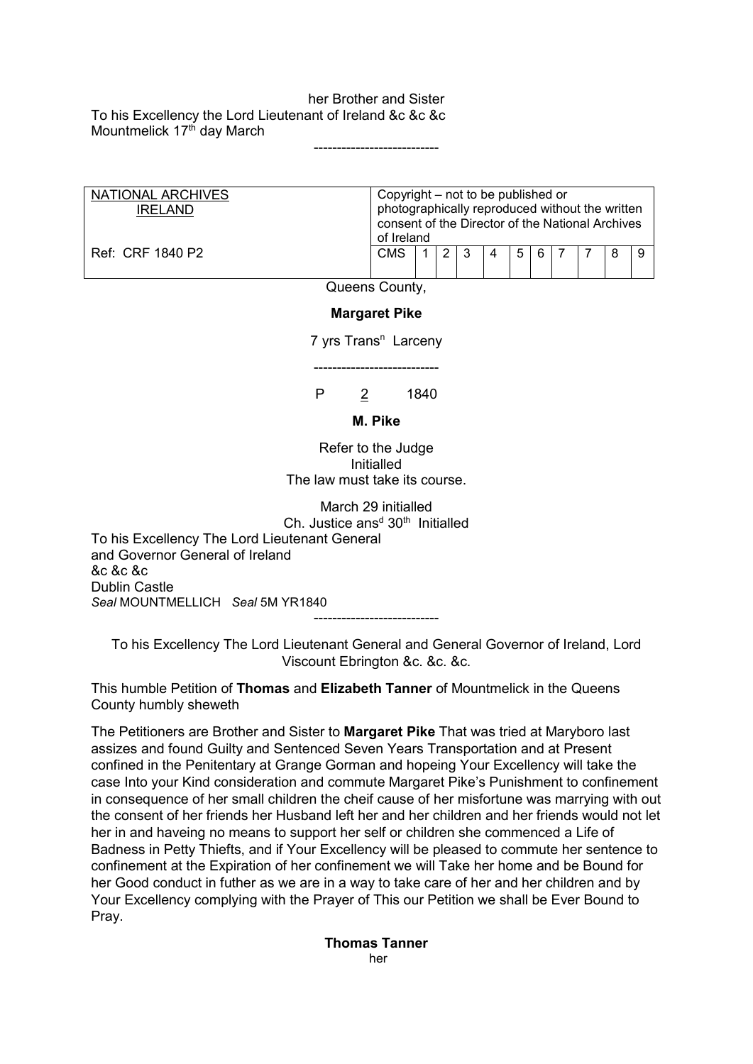her Brother and Sister
To his Excellency the Lord Lieutenant of Ireland &c &c &c
Mountmelick 17th day March

---------------------------

| NATIONAL ARCHIVES IRELAND | Copyright – not to be published or photographically reproduced without the written consent of the Director of the National Archives of Ireland | | | | | | | | | | |
|---|---|---|---|---|---|---|---|---|---|---|---|
| Ref: CRF 1840 P2 | CMS | 1 | 2 | 3 | 4 | 5 | 6 | 7 | 7 | 8 | 9 |

Queens County,

**Margaret Pike**

7 yrs Transn Larceny

---------------------------

P 2 1840

**M. Pike**

Refer to the Judge
Initialled
The law must take its course.

March 29 initialled
Ch. Justice ansd 30th Initialled

To his Excellency The Lord Lieutenant General
and Governor General of Ireland
&c &c &c
Dublin Castle
*Seal* MOUNTMELLICH *Seal* 5M YR1840

---------------------------

To his Excellency The Lord Lieutenant General and General Governor of Ireland, Lord Viscount Ebrington &c. &c. &c.

This humble Petition of **Thomas** and **Elizabeth Tanner** of Mountmelick in the Queens County humbly sheweth

The Petitioners are Brother and Sister to **Margaret Pike** That was tried at Maryboro last assizes and found Guilty and Sentenced Seven Years Transportation and at Present confined in the Penitentary at Grange Gorman and hopeing Your Excellency will take the case Into your Kind consideration and commute Margaret Pike's Punishment to confinement in consequence of her small children the cheif cause of her misfortune was marrying with out the consent of her friends her Husband left her and her children and her friends would not let her in and haveing no means to support her self or children she commenced a Life of Badness in Petty Thiefts, and if Your Excellency will be pleased to commute her sentence to confinement at the Expiration of her confinement we will Take her home and be Bound for her Good conduct in futher as we are in a way to take care of her and her children and by Your Excellency complying with the Prayer of This our Petition we shall be Ever Bound to Pray.

**Thomas Tanner**
her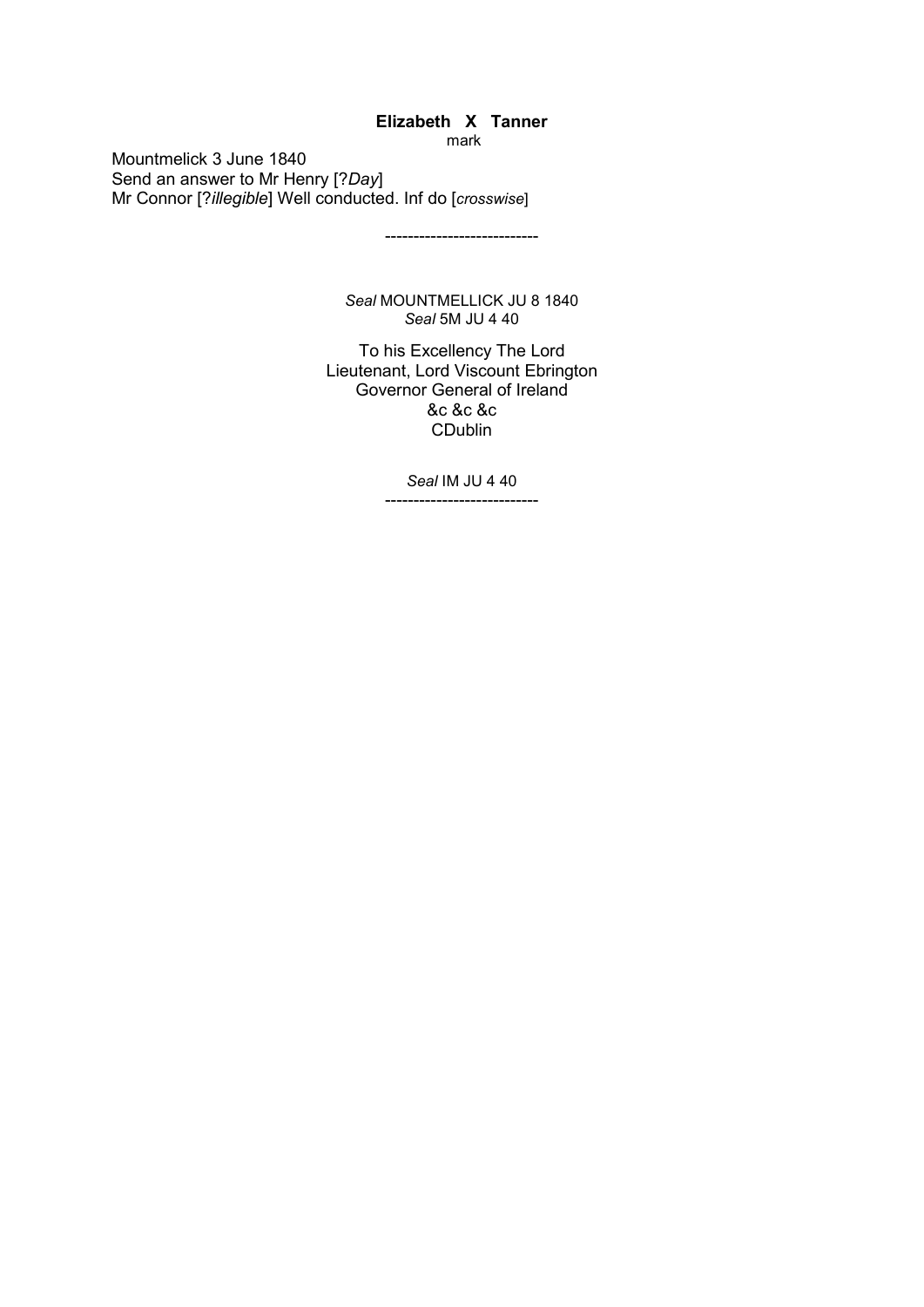**Elizabeth X Tanner**
mark

Mountmelick 3 June 1840
Send an answer to Mr Henry [?*Day*]
Mr Connor [?*illegible*] Well conducted. Inf do [*crosswise*]

---------------------------

*Seal* MOUNTMELLICK JU 8 1840
*Seal* 5M JU 4 40

To his Excellency The Lord
Lieutenant, Lord Viscount Ebrington
Governor General of Ireland
&c &c &c
CDublin

*Seal* IM JU 4 40

---------------------------